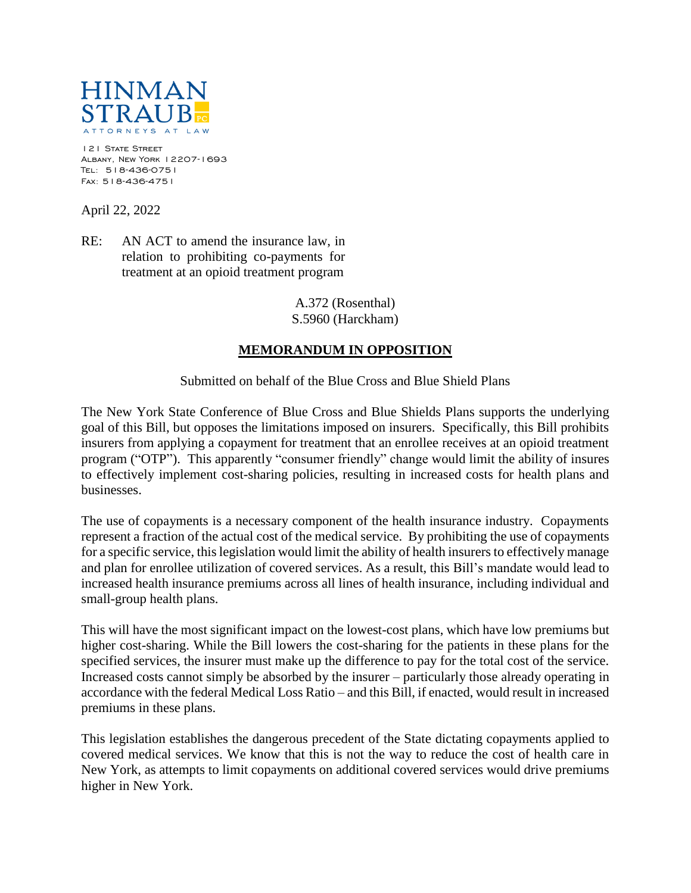HINMAN STRAUB PC
ATTORNEYS AT LAW

121 State Street
Albany, New York 12207-1693
Tel: 518-436-0751
Fax: 518-436-4751

April 22, 2022

RE: AN ACT to amend the insurance law, in relation to prohibiting co-payments for treatment at an opioid treatment program

A.372 (Rosenthal)
S.5960 (Harckham)

## **MEMORANDUM IN OPPOSITION**

Submitted on behalf of the Blue Cross and Blue Shield Plans

The New York State Conference of Blue Cross and Blue Shields Plans supports the underlying goal of this Bill, but opposes the limitations imposed on insurers. Specifically, this Bill prohibits insurers from applying a copayment for treatment that an enrollee receives at an opioid treatment program ("OTP"). This apparently "consumer friendly" change would limit the ability of insures to effectively implement cost-sharing policies, resulting in increased costs for health plans and businesses.

The use of copayments is a necessary component of the health insurance industry. Copayments represent a fraction of the actual cost of the medical service. By prohibiting the use of copayments for a specific service, this legislation would limit the ability of health insurers to effectively manage and plan for enrollee utilization of covered services. As a result, this Bill's mandate would lead to increased health insurance premiums across all lines of health insurance, including individual and small-group health plans.

This will have the most significant impact on the lowest-cost plans, which have low premiums but higher cost-sharing. While the Bill lowers the cost-sharing for the patients in these plans for the specified services, the insurer must make up the difference to pay for the total cost of the service. Increased costs cannot simply be absorbed by the insurer – particularly those already operating in accordance with the federal Medical Loss Ratio – and this Bill, if enacted, would result in increased premiums in these plans.

This legislation establishes the dangerous precedent of the State dictating copayments applied to covered medical services. We know that this is not the way to reduce the cost of health care in New York, as attempts to limit copayments on additional covered services would drive premiums higher in New York.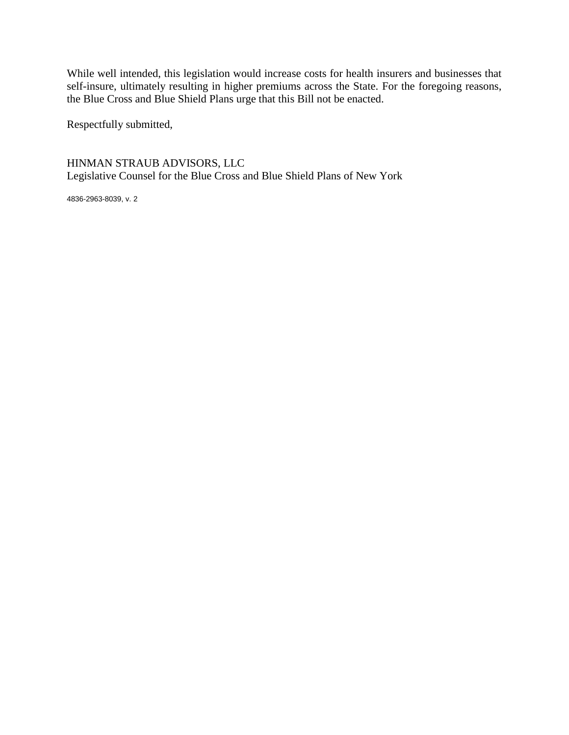While well intended, this legislation would increase costs for health insurers and businesses that self-insure, ultimately resulting in higher premiums across the State. For the foregoing reasons, the Blue Cross and Blue Shield Plans urge that this Bill not be enacted.

Respectfully submitted,

HINMAN STRAUB ADVISORS, LLC
Legislative Counsel for the Blue Cross and Blue Shield Plans of New York

4836-2963-8039, v. 2